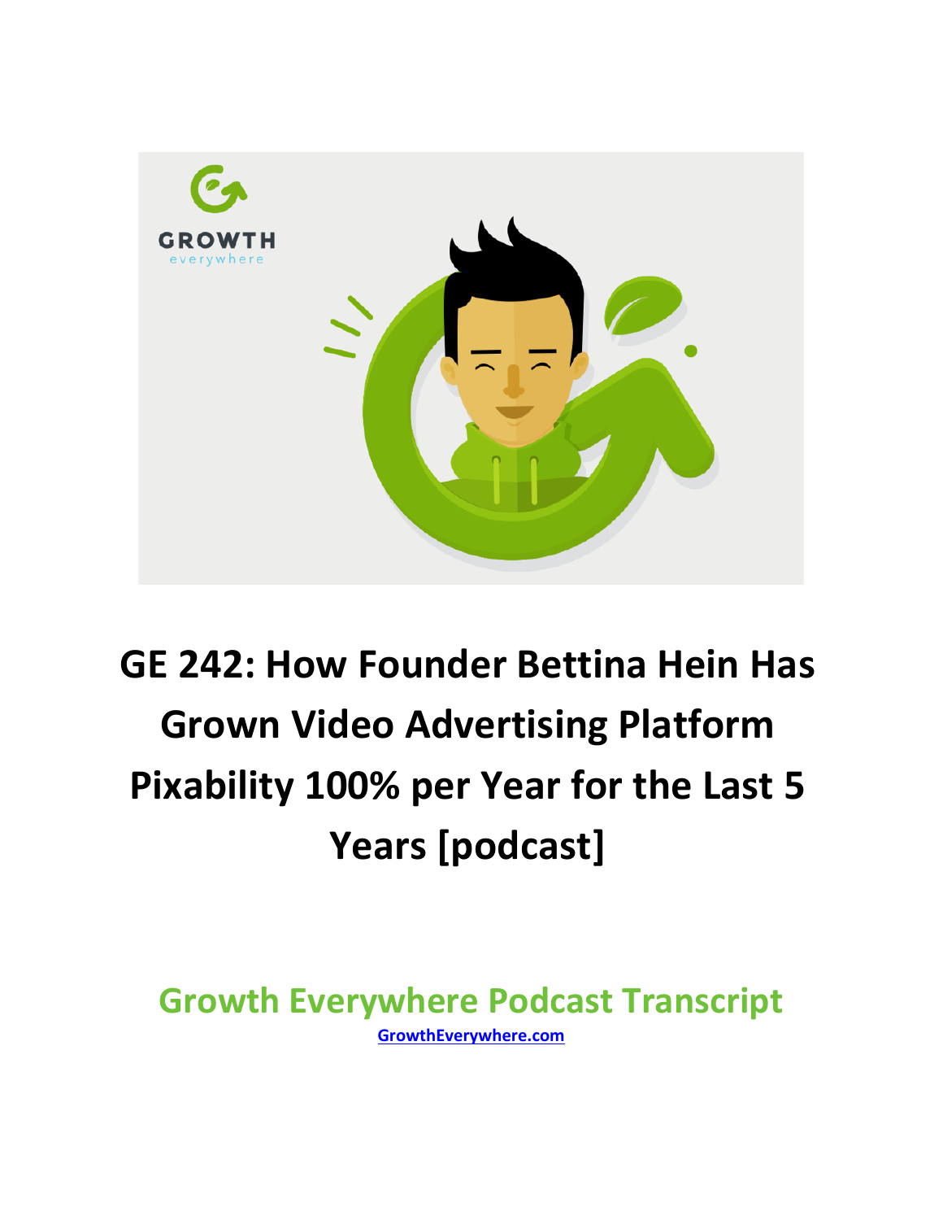# GE 242: How Founder Bettina Hein Has Grown Video Advertising Platform Pixability 100% per Year for the Last 5 Years [podcast]

## Growth Everywhere Podcast Transcript

GrowthEverywhere.com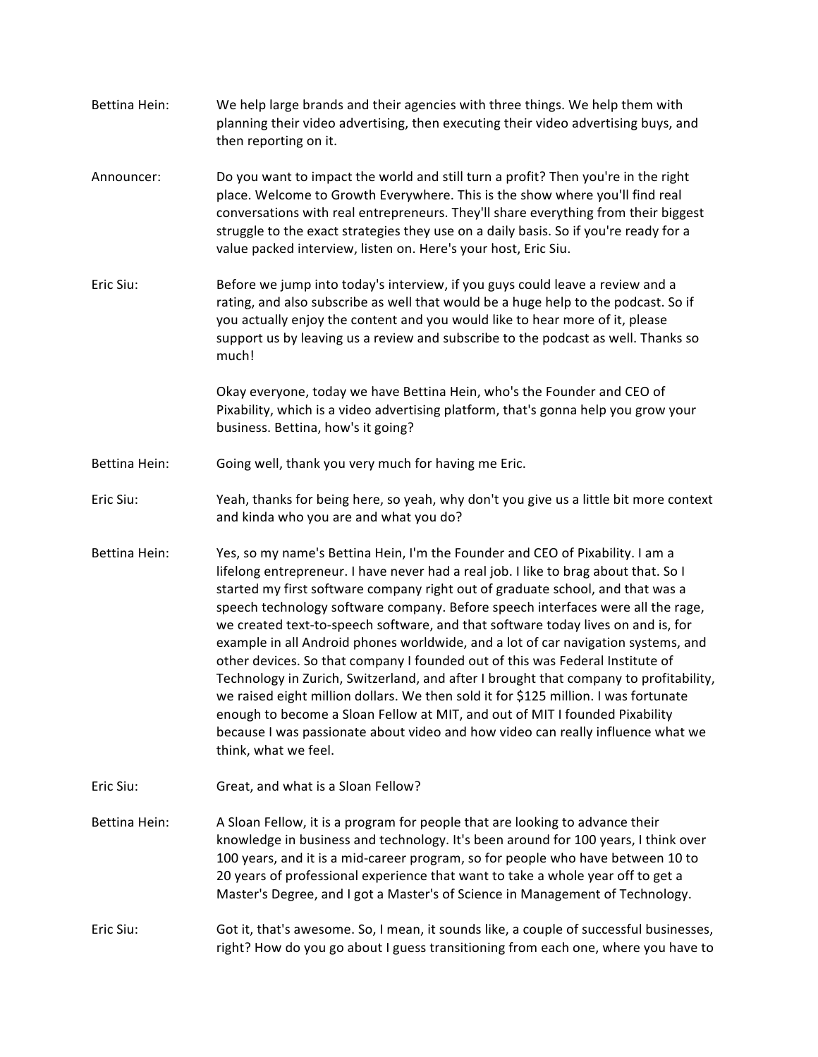**Bettina Hein:** We help large brands and their agencies with three things. We help them with planning their video advertising, then executing their video advertising buys, and then reporting on it.

**Announcer:** Do you want to impact the world and still turn a profit? Then you're in the right place. Welcome to Growth Everywhere. This is the show where you'll find real conversations with real entrepreneurs. They'll share everything from their biggest struggle to the exact strategies they use on a daily basis. So if you're ready for a value packed interview, listen on. Here's your host, Eric Siu.

**Eric Siu:** Before we jump into today's interview, if you guys could leave a review and a rating, and also subscribe as well that would be a huge help to the podcast. So if you actually enjoy the content and you would like to hear more of it, please support us by leaving us a review and subscribe to the podcast as well. Thanks so much!

Okay everyone, today we have Bettina Hein, who's the Founder and CEO of Pixability, which is a video advertising platform, that's gonna help you grow your business. Bettina, how's it going?

**Bettina Hein:** Going well, thank you very much for having me Eric.

**Eric Siu:** Yeah, thanks for being here, so yeah, why don't you give us a little bit more context and kinda who you are and what you do?

**Bettina Hein:** Yes, so my name's Bettina Hein, I'm the Founder and CEO of Pixability. I am a lifelong entrepreneur. I have never had a real job. I like to brag about that. So I started my first software company right out of graduate school, and that was a speech technology software company. Before speech interfaces were all the rage, we created text-to-speech software, and that software today lives on and is, for example in all Android phones worldwide, and a lot of car navigation systems, and other devices. So that company I founded out of this was Federal Institute of Technology in Zurich, Switzerland, and after I brought that company to profitability, we raised eight million dollars. We then sold it for $125 million. I was fortunate enough to become a Sloan Fellow at MIT, and out of MIT I founded Pixability because I was passionate about video and how video can really influence what we think, what we feel.

**Eric Siu:** Great, and what is a Sloan Fellow?

**Bettina Hein:** A Sloan Fellow, it is a program for people that are looking to advance their knowledge in business and technology. It's been around for 100 years, I think over 100 years, and it is a mid-career program, so for people who have between 10 to 20 years of professional experience that want to take a whole year off to get a Master's Degree, and I got a Master's of Science in Management of Technology.

**Eric Siu:** Got it, that's awesome. So, I mean, it sounds like, a couple of successful businesses, right? How do you go about I guess transitioning from each one, where you have to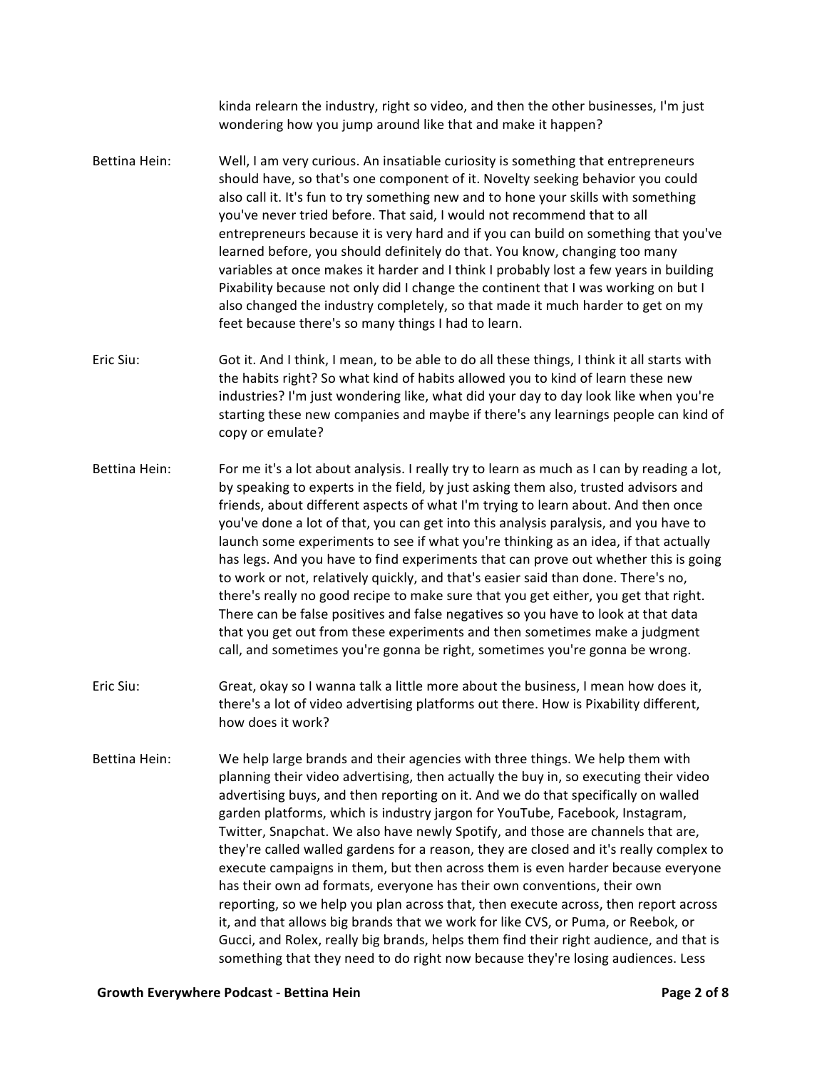kinda relearn the industry, right so video, and then the other businesses, I'm just wondering how you jump around like that and make it happen?

**Bettina Hein:** Well, I am very curious. An insatiable curiosity is something that entrepreneurs should have, so that's one component of it. Novelty seeking behavior you could also call it. It's fun to try something new and to hone your skills with something you've never tried before. That said, I would not recommend that to all entrepreneurs because it is very hard and if you can build on something that you've learned before, you should definitely do that. You know, changing too many variables at once makes it harder and I think I probably lost a few years in building Pixability because not only did I change the continent that I was working on but I also changed the industry completely, so that made it much harder to get on my feet because there's so many things I had to learn.

**Eric Siu:** Got it. And I think, I mean, to be able to do all these things, I think it all starts with the habits right? So what kind of habits allowed you to kind of learn these new industries? I'm just wondering like, what did your day to day look like when you're starting these new companies and maybe if there's any learnings people can kind of copy or emulate?

**Bettina Hein:** For me it's a lot about analysis. I really try to learn as much as I can by reading a lot, by speaking to experts in the field, by just asking them also, trusted advisors and friends, about different aspects of what I'm trying to learn about. And then once you've done a lot of that, you can get into this analysis paralysis, and you have to launch some experiments to see if what you're thinking as an idea, if that actually has legs. And you have to find experiments that can prove out whether this is going to work or not, relatively quickly, and that's easier said than done. There's no, there's really no good recipe to make sure that you get either, you get that right. There can be false positives and false negatives so you have to look at that data that you get out from these experiments and then sometimes make a judgment call, and sometimes you're gonna be right, sometimes you're gonna be wrong.

**Eric Siu:** Great, okay so I wanna talk a little more about the business, I mean how does it, there's a lot of video advertising platforms out there. How is Pixability different, how does it work?

**Bettina Hein:** We help large brands and their agencies with three things. We help them with planning their video advertising, then actually the buy in, so executing their video advertising buys, and then reporting on it. And we do that specifically on walled garden platforms, which is industry jargon for YouTube, Facebook, Instagram, Twitter, Snapchat. We also have newly Spotify, and those are channels that are, they're called walled gardens for a reason, they are closed and it's really complex to execute campaigns in them, but then across them is even harder because everyone has their own ad formats, everyone has their own conventions, their own reporting, so we help you plan across that, then execute across, then report across it, and that allows big brands that we work for like CVS, or Puma, or Reebok, or Gucci, and Rolex, really big brands, helps them find their right audience, and that is something that they need to do right now because they're losing audiences. Less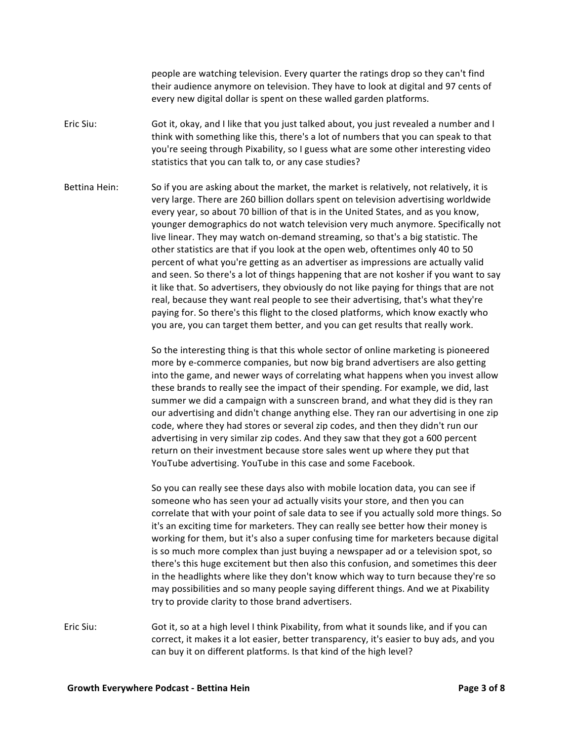people are watching television. Every quarter the ratings drop so they can't find their audience anymore on television. They have to look at digital and 97 cents of every new digital dollar is spent on these walled garden platforms.

Eric Siu: Got it, okay, and I like that you just talked about, you just revealed a number and I think with something like this, there's a lot of numbers that you can speak to that you're seeing through Pixability, so I guess what are some other interesting video statistics that you can talk to, or any case studies?

Bettina Hein: So if you are asking about the market, the market is relatively, not relatively, it is very large. There are 260 billion dollars spent on television advertising worldwide every year, so about 70 billion of that is in the United States, and as you know, younger demographics do not watch television very much anymore. Specifically not live linear. They may watch on-demand streaming, so that's a big statistic. The other statistics are that if you look at the open web, oftentimes only 40 to 50 percent of what you're getting as an advertiser as impressions are actually valid and seen. So there's a lot of things happening that are not kosher if you want to say it like that. So advertisers, they obviously do not like paying for things that are not real, because they want real people to see their advertising, that's what they're paying for. So there's this flight to the closed platforms, which know exactly who you are, you can target them better, and you can get results that really work.

So the interesting thing is that this whole sector of online marketing is pioneered more by e-commerce companies, but now big brand advertisers are also getting into the game, and newer ways of correlating what happens when you invest allow these brands to really see the impact of their spending. For example, we did, last summer we did a campaign with a sunscreen brand, and what they did is they ran our advertising and didn't change anything else. They ran our advertising in one zip code, where they had stores or several zip codes, and then they didn't run our advertising in very similar zip codes. And they saw that they got a 600 percent return on their investment because store sales went up where they put that YouTube advertising. YouTube in this case and some Facebook.

So you can really see these days also with mobile location data, you can see if someone who has seen your ad actually visits your store, and then you can correlate that with your point of sale data to see if you actually sold more things. So it's an exciting time for marketers. They can really see better how their money is working for them, but it's also a super confusing time for marketers because digital is so much more complex than just buying a newspaper ad or a television spot, so there's this huge excitement but then also this confusion, and sometimes this deer in the headlights where like they don't know which way to turn because they're so may possibilities and so many people saying different things. And we at Pixability try to provide clarity to those brand advertisers.

Eric Siu: Got it, so at a high level I think Pixability, from what it sounds like, and if you can correct, it makes it a lot easier, better transparency, it's easier to buy ads, and you can buy it on different platforms. Is that kind of the high level?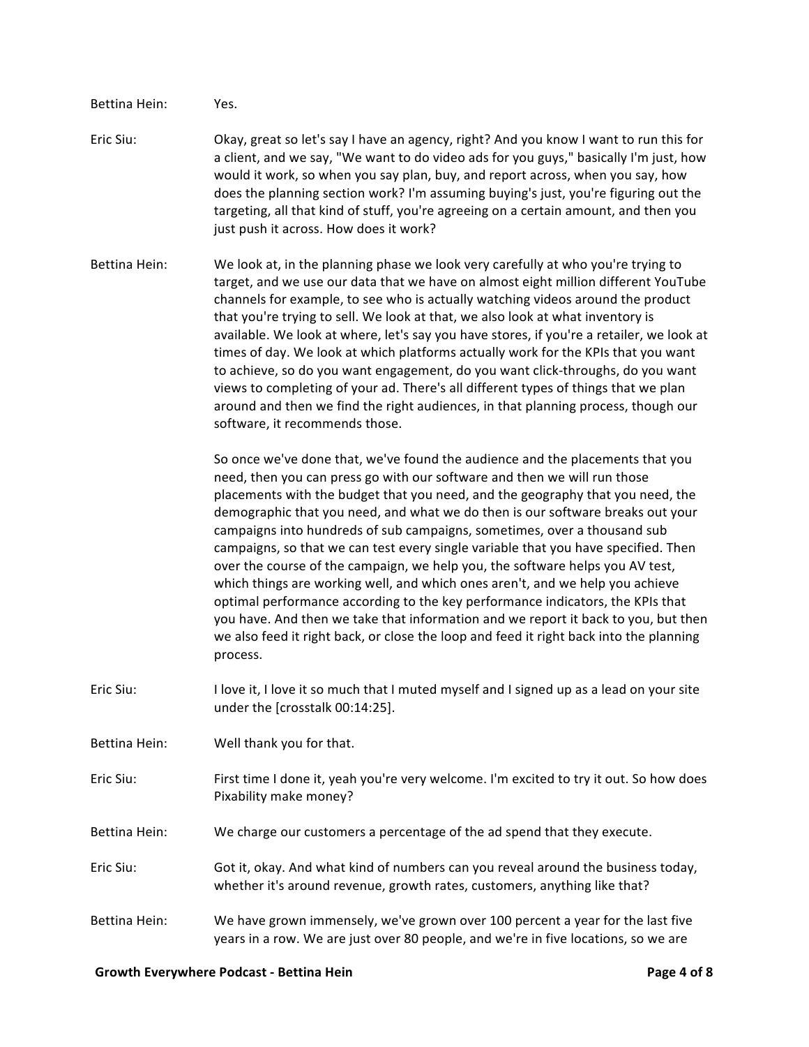Bettina Hein: Yes.

Eric Siu: Okay, great so let's say I have an agency, right? And you know I want to run this for a client, and we say, "We want to do video ads for you guys," basically I'm just, how would it work, so when you say plan, buy, and report across, when you say, how does the planning section work? I'm assuming buying's just, you're figuring out the targeting, all that kind of stuff, you're agreeing on a certain amount, and then you just push it across. How does it work?

Bettina Hein: We look at, in the planning phase we look very carefully at who you're trying to target, and we use our data that we have on almost eight million different YouTube channels for example, to see who is actually watching videos around the product that you're trying to sell. We look at that, we also look at what inventory is available. We look at where, let's say you have stores, if you're a retailer, we look at times of day. We look at which platforms actually work for the KPIs that you want to achieve, so do you want engagement, do you want click-throughs, do you want views to completing of your ad. There's all different types of things that we plan around and then we find the right audiences, in that planning process, though our software, it recommends those.

So once we've done that, we've found the audience and the placements that you need, then you can press go with our software and then we will run those placements with the budget that you need, and the geography that you need, the demographic that you need, and what we do then is our software breaks out your campaigns into hundreds of sub campaigns, sometimes, over a thousand sub campaigns, so that we can test every single variable that you have specified. Then over the course of the campaign, we help you, the software helps you AV test, which things are working well, and which ones aren't, and we help you achieve optimal performance according to the key performance indicators, the KPIs that you have. And then we take that information and we report it back to you, but then we also feed it right back, or close the loop and feed it right back into the planning process.

Eric Siu: I love it, I love it so much that I muted myself and I signed up as a lead on your site under the [crosstalk 00:14:25].

Bettina Hein: Well thank you for that.

Eric Siu: First time I done it, yeah you're very welcome. I'm excited to try it out. So how does Pixability make money?

Bettina Hein: We charge our customers a percentage of the ad spend that they execute.

Eric Siu: Got it, okay. And what kind of numbers can you reveal around the business today, whether it's around revenue, growth rates, customers, anything like that?

Bettina Hein: We have grown immensely, we've grown over 100 percent a year for the last five years in a row. We are just over 80 people, and we're in five locations, so we are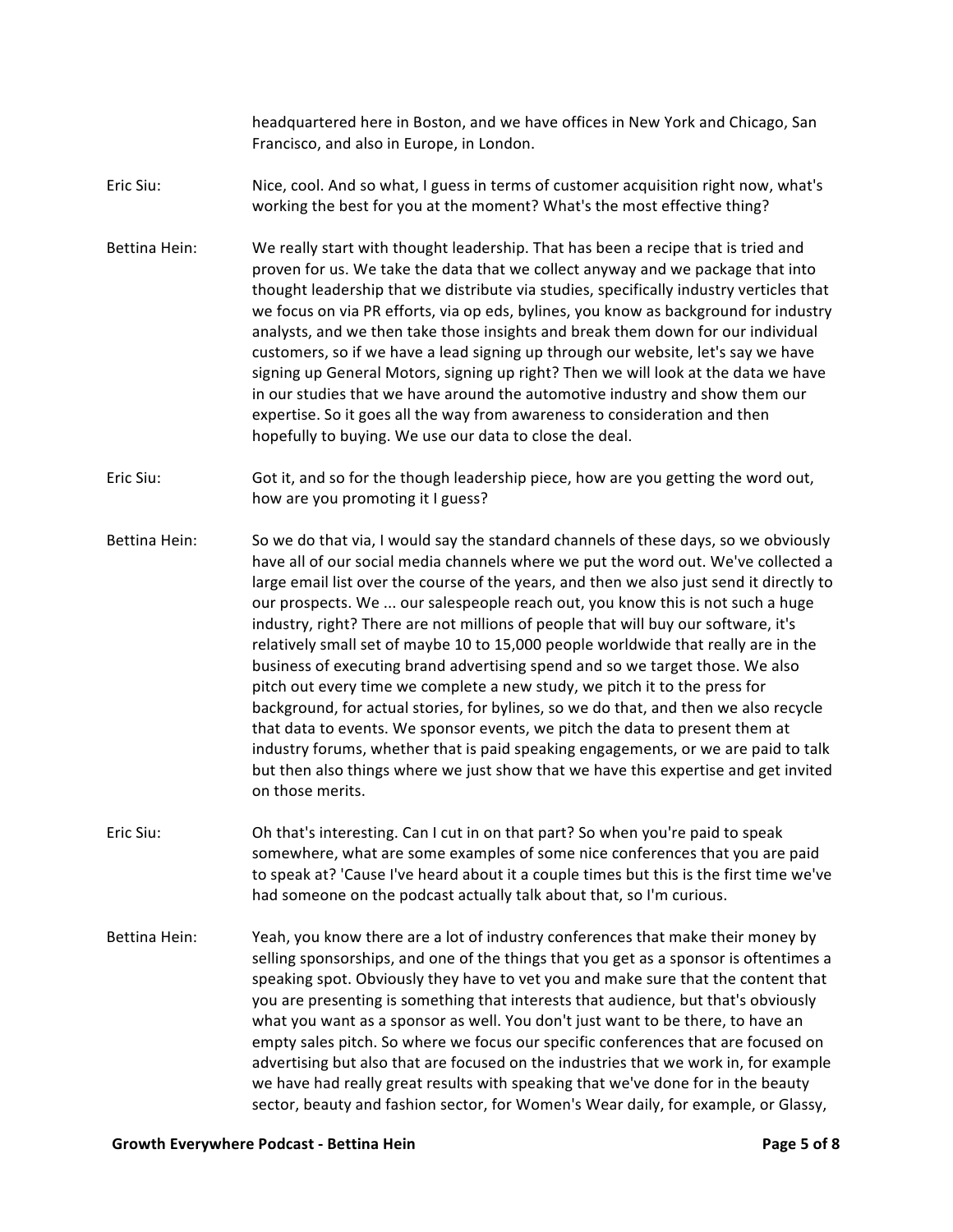headquartered here in Boston, and we have offices in New York and Chicago, San Francisco, and also in Europe, in London.

Eric Siu: Nice, cool. And so what, I guess in terms of customer acquisition right now, what's working the best for you at the moment? What's the most effective thing?

Bettina Hein: We really start with thought leadership. That has been a recipe that is tried and proven for us. We take the data that we collect anyway and we package that into thought leadership that we distribute via studies, specifically industry verticles that we focus on via PR efforts, via op eds, bylines, you know as background for industry analysts, and we then take those insights and break them down for our individual customers, so if we have a lead signing up through our website, let's say we have signing up General Motors, signing up right? Then we will look at the data we have in our studies that we have around the automotive industry and show them our expertise. So it goes all the way from awareness to consideration and then hopefully to buying. We use our data to close the deal.

Eric Siu: Got it, and so for the though leadership piece, how are you getting the word out, how are you promoting it I guess?

Bettina Hein: So we do that via, I would say the standard channels of these days, so we obviously have all of our social media channels where we put the word out. We've collected a large email list over the course of the years, and then we also just send it directly to our prospects. We ... our salespeople reach out, you know this is not such a huge industry, right? There are not millions of people that will buy our software, it's relatively small set of maybe 10 to 15,000 people worldwide that really are in the business of executing brand advertising spend and so we target those. We also pitch out every time we complete a new study, we pitch it to the press for background, for actual stories, for bylines, so we do that, and then we also recycle that data to events. We sponsor events, we pitch the data to present them at industry forums, whether that is paid speaking engagements, or we are paid to talk but then also things where we just show that we have this expertise and get invited on those merits.

Eric Siu: Oh that's interesting. Can I cut in on that part? So when you're paid to speak somewhere, what are some examples of some nice conferences that you are paid to speak at? 'Cause I've heard about it a couple times but this is the first time we've had someone on the podcast actually talk about that, so I'm curious.

Bettina Hein: Yeah, you know there are a lot of industry conferences that make their money by selling sponsorships, and one of the things that you get as a sponsor is oftentimes a speaking spot. Obviously they have to vet you and make sure that the content that you are presenting is something that interests that audience, but that's obviously what you want as a sponsor as well. You don't just want to be there, to have an empty sales pitch. So where we focus our specific conferences that are focused on advertising but also that are focused on the industries that we work in, for example we have had really great results with speaking that we've done for in the beauty sector, beauty and fashion sector, for Women's Wear daily, for example, or Glassy,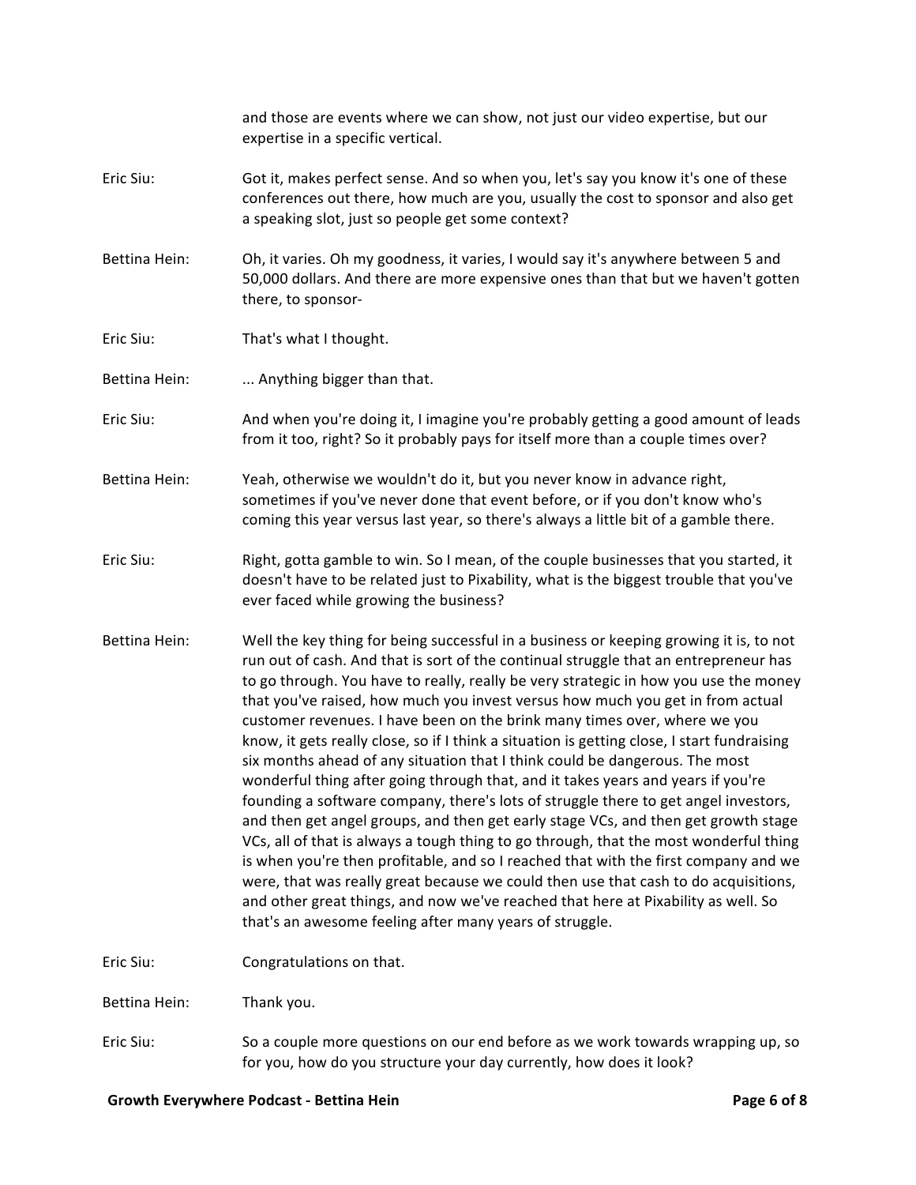and those are events where we can show, not just our video expertise, but our expertise in a specific vertical.

**Eric Siu:** Got it, makes perfect sense. And so when you, let's say you know it's one of these conferences out there, how much are you, usually the cost to sponsor and also get a speaking slot, just so people get some context?

**Bettina Hein:** Oh, it varies. Oh my goodness, it varies, I would say it's anywhere between 5 and 50,000 dollars. And there are more expensive ones than that but we haven't gotten there, to sponsor-

**Eric Siu:** That's what I thought.

**Bettina Hein:** ... Anything bigger than that.

**Eric Siu:** And when you're doing it, I imagine you're probably getting a good amount of leads from it too, right? So it probably pays for itself more than a couple times over?

**Bettina Hein:** Yeah, otherwise we wouldn't do it, but you never know in advance right, sometimes if you've never done that event before, or if you don't know who's coming this year versus last year, so there's always a little bit of a gamble there.

**Eric Siu:** Right, gotta gamble to win. So I mean, of the couple businesses that you started, it doesn't have to be related just to Pixability, what is the biggest trouble that you've ever faced while growing the business?

**Bettina Hein:** Well the key thing for being successful in a business or keeping growing it is, to not run out of cash. And that is sort of the continual struggle that an entrepreneur has to go through. You have to really, really be very strategic in how you use the money that you've raised, how much you invest versus how much you get in from actual customer revenues. I have been on the brink many times over, where we you know, it gets really close, so if I think a situation is getting close, I start fundraising six months ahead of any situation that I think could be dangerous. The most wonderful thing after going through that, and it takes years and years if you're founding a software company, there's lots of struggle there to get angel investors, and then get angel groups, and then get early stage VCs, and then get growth stage VCs, all of that is always a tough thing to go through, that the most wonderful thing is when you're then profitable, and so I reached that with the first company and we were, that was really great because we could then use that cash to do acquisitions, and other great things, and now we've reached that here at Pixability as well. So that's an awesome feeling after many years of struggle.

**Eric Siu:** Congratulations on that.

**Bettina Hein:** Thank you.

**Eric Siu:** So a couple more questions on our end before as we work towards wrapping up, so for you, how do you structure your day currently, how does it look?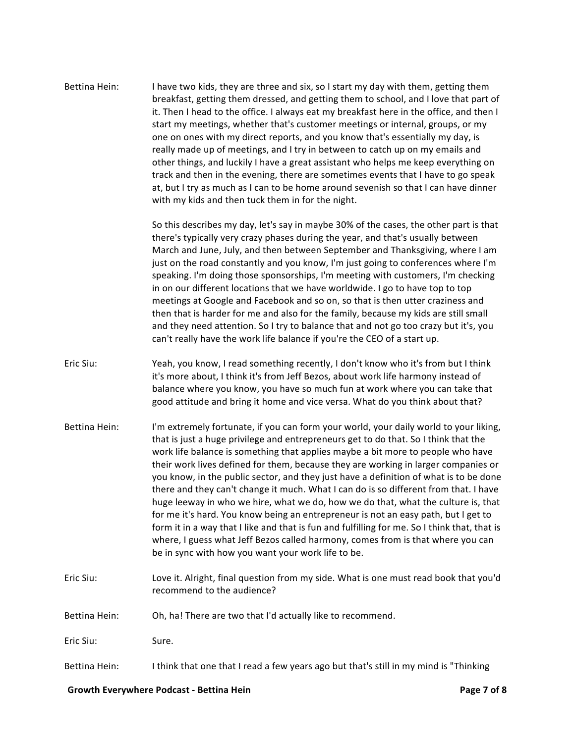**Bettina Hein:** I have two kids, they are three and six, so I start my day with them, getting them breakfast, getting them dressed, and getting them to school, and I love that part of it. Then I head to the office. I always eat my breakfast here in the office, and then I start my meetings, whether that's customer meetings or internal, groups, or my one on ones with my direct reports, and you know that's essentially my day, is really made up of meetings, and I try in between to catch up on my emails and other things, and luckily I have a great assistant who helps me keep everything on track and then in the evening, there are sometimes events that I have to go speak at, but I try as much as I can to be home around sevenish so that I can have dinner with my kids and then tuck them in for the night.

So this describes my day, let's say in maybe 30% of the cases, the other part is that there's typically very crazy phases during the year, and that's usually between March and June, July, and then between September and Thanksgiving, where I am just on the road constantly and you know, I'm just going to conferences where I'm speaking. I'm doing those sponsorships, I'm meeting with customers, I'm checking in on our different locations that we have worldwide. I go to have top to top meetings at Google and Facebook and so on, so that is then utter craziness and then that is harder for me and also for the family, because my kids are still small and they need attention. So I try to balance that and not go too crazy but it's, you can't really have the work life balance if you're the CEO of a start up.

**Eric Siu:** Yeah, you know, I read something recently, I don't know who it's from but I think it's more about, I think it's from Jeff Bezos, about work life harmony instead of balance where you know, you have so much fun at work where you can take that good attitude and bring it home and vice versa. What do you think about that?

**Bettina Hein:** I'm extremely fortunate, if you can form your world, your daily world to your liking, that is just a huge privilege and entrepreneurs get to do that. So I think that the work life balance is something that applies maybe a bit more to people who have their work lives defined for them, because they are working in larger companies or you know, in the public sector, and they just have a definition of what is to be done there and they can't change it much. What I can do is so different from that. I have huge leeway in who we hire, what we do, how we do that, what the culture is, that for me it's hard. You know being an entrepreneur is not an easy path, but I get to form it in a way that I like and that is fun and fulfilling for me. So I think that, that is where, I guess what Jeff Bezos called harmony, comes from is that where you can be in sync with how you want your work life to be.

**Eric Siu:** Love it. Alright, final question from my side. What is one must read book that you'd recommend to the audience?

**Bettina Hein:** Oh, ha! There are two that I'd actually like to recommend.

**Eric Siu:** Sure.

**Bettina Hein:** I think that one that I read a few years ago but that's still in my mind is "Thinking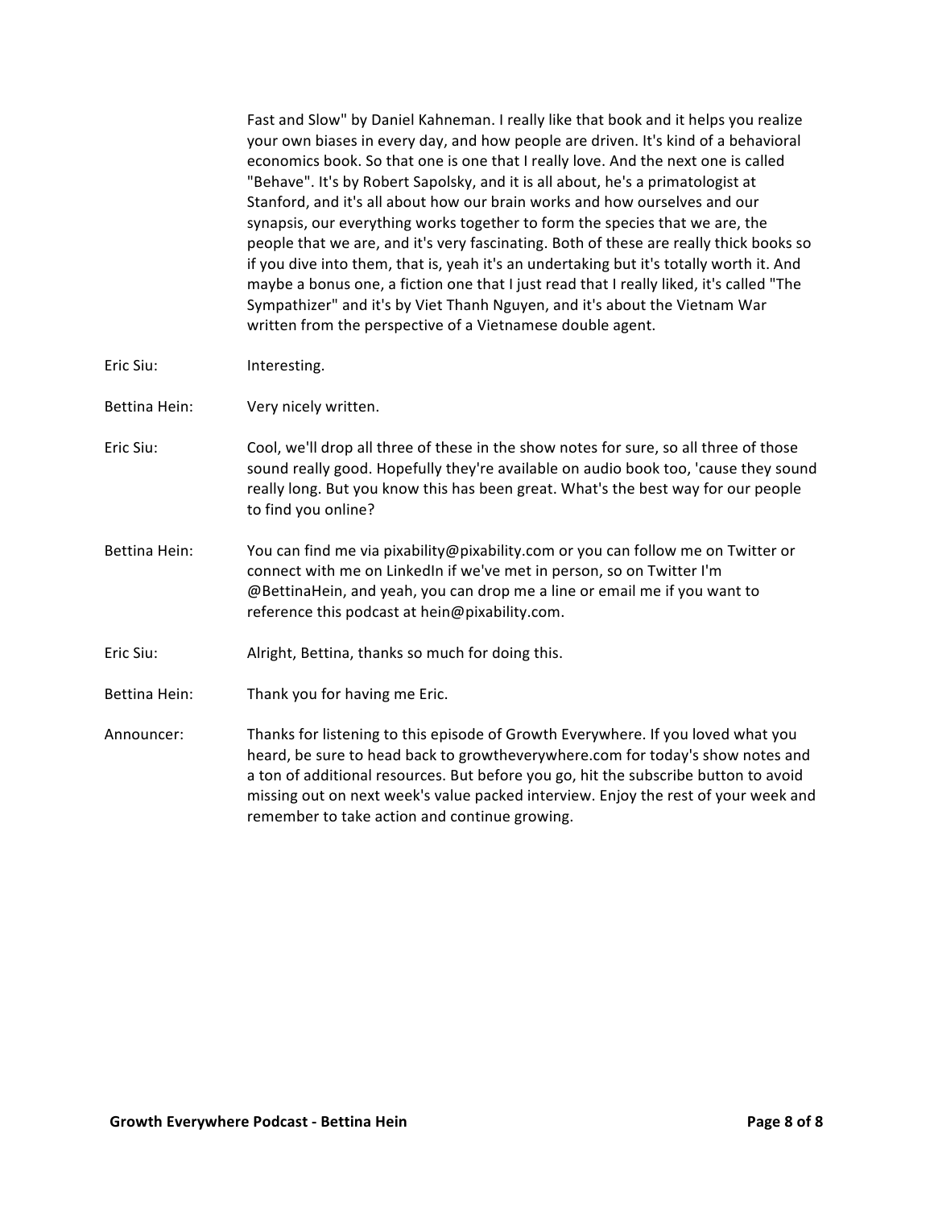Fast and Slow" by Daniel Kahneman. I really like that book and it helps you realize your own biases in every day, and how people are driven. It's kind of a behavioral economics book. So that one is one that I really love. And the next one is called "Behave". It's by Robert Sapolsky, and it is all about, he's a primatologist at Stanford, and it's all about how our brain works and how ourselves and our synapsis, our everything works together to form the species that we are, the people that we are, and it's very fascinating. Both of these are really thick books so if you dive into them, that is, yeah it's an undertaking but it's totally worth it. And maybe a bonus one, a fiction one that I just read that I really liked, it's called "The Sympathizer" and it's by Viet Thanh Nguyen, and it's about the Vietnam War written from the perspective of a Vietnamese double agent.

Eric Siu: Interesting.

Bettina Hein: Very nicely written.

Eric Siu: Cool, we'll drop all three of these in the show notes for sure, so all three of those sound really good. Hopefully they're available on audio book too, 'cause they sound really long. But you know this has been great. What's the best way for our people to find you online?

Bettina Hein: You can find me via pixability@pixability.com or you can follow me on Twitter or connect with me on LinkedIn if we've met in person, so on Twitter I'm @BettinaHein, and yeah, you can drop me a line or email me if you want to reference this podcast at hein@pixability.com.

Eric Siu: Alright, Bettina, thanks so much for doing this.

Bettina Hein: Thank you for having me Eric.

Announcer: Thanks for listening to this episode of Growth Everywhere. If you loved what you heard, be sure to head back to growtheverywhere.com for today's show notes and a ton of additional resources. But before you go, hit the subscribe button to avoid missing out on next week's value packed interview. Enjoy the rest of your week and remember to take action and continue growing.